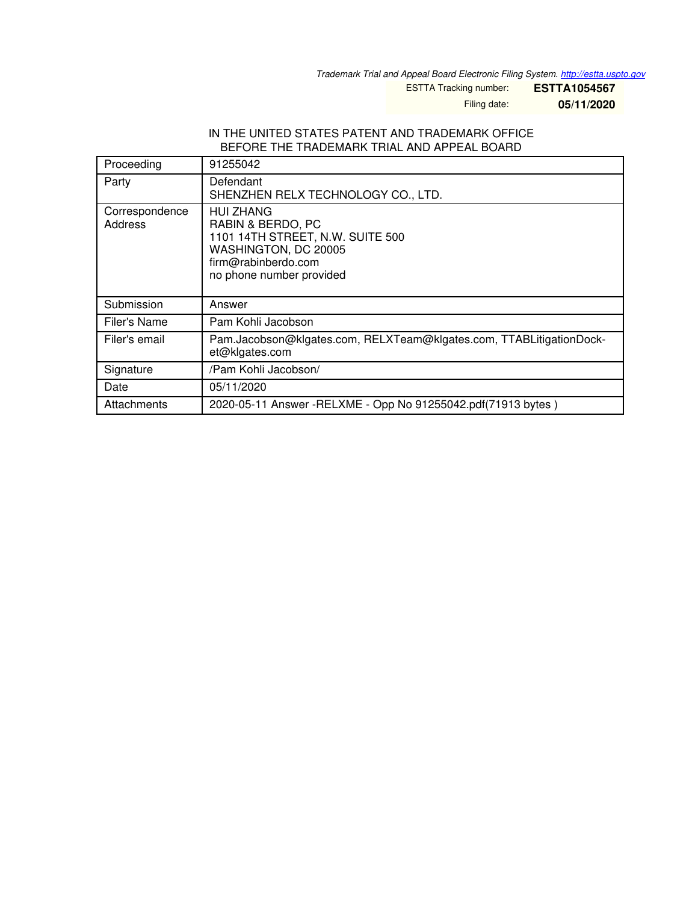*Trademark Trial and Appeal Board Electronic Filing System. http://estta.uspto.gov*

ESTTA Tracking number: **ESTTA1054567**

Filing date: **05/11/2020**

IN THE UNITED STATES PATENT AND TRADEMARK OFFICE
BEFORE THE TRADEMARK TRIAL AND APPEAL BOARD

| | |
|---|---|
| Proceeding | 91255042 |
| Party | Defendant<br>SHENZHEN RELX TECHNOLOGY CO., LTD. |
| Correspondence Address | HUI ZHANG<br>RABIN & BERDO, PC<br>1101 14TH STREET, N.W. SUITE 500<br>WASHINGTON, DC 20005<br>firm@rabinberdo.com<br>no phone number provided |
| Submission | Answer |
| Filer's Name | Pam Kohli Jacobson |
| Filer's email | Pam.Jacobson@klgates.com, RELXTeam@klgates.com, TTABLitigationDocket@klgates.com |
| Signature | /Pam Kohli Jacobson/ |
| Date | 05/11/2020 |
| Attachments | 2020-05-11 Answer -RELXME - Opp No 91255042.pdf(71913 bytes ) |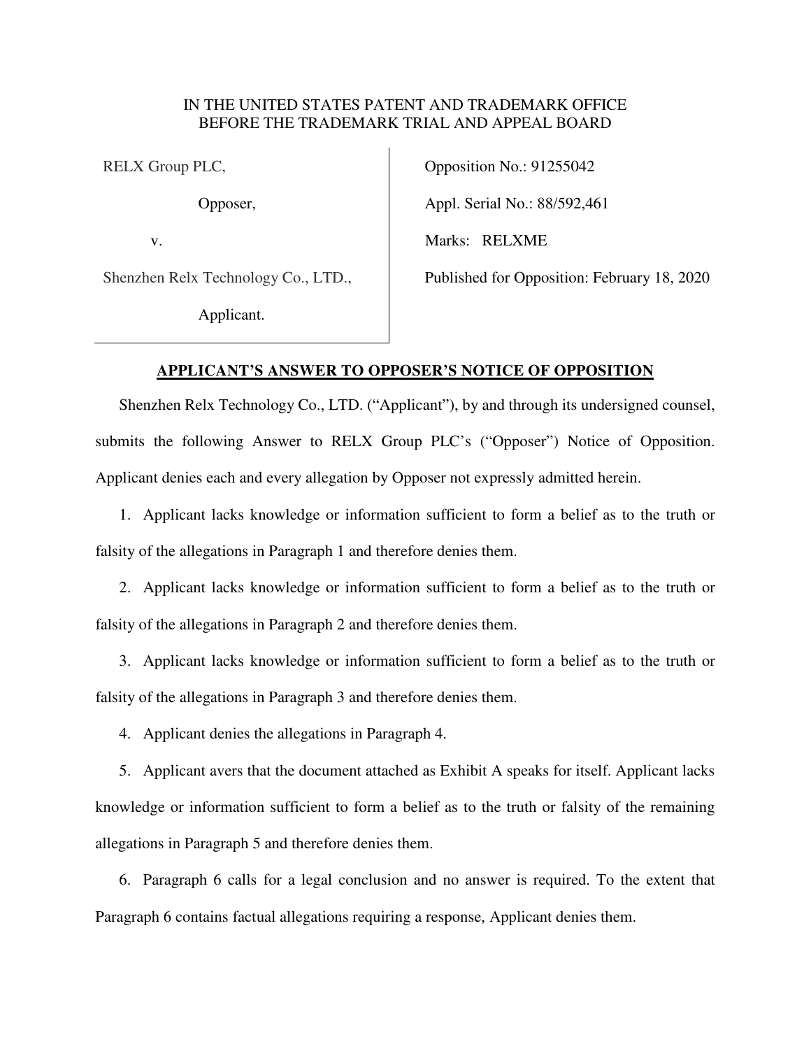IN THE UNITED STATES PATENT AND TRADEMARK OFFICE
BEFORE THE TRADEMARK TRIAL AND APPEAL BOARD

| | |
|---|---|
| RELX Group PLC, | Opposition No.: 91255042 |
| Opposer, | Appl. Serial No.: 88/592,461 |
| v. | Marks: RELXME |
| Shenzhen Relx Technology Co., LTD., | Published for Opposition: February 18, 2020 |
| Applicant. | |

## APPLICANT'S ANSWER TO OPPOSER'S NOTICE OF OPPOSITION

Shenzhen Relx Technology Co., LTD. ("Applicant"), by and through its undersigned counsel, submits the following Answer to RELX Group PLC's ("Opposer") Notice of Opposition. Applicant denies each and every allegation by Opposer not expressly admitted herein.

1. Applicant lacks knowledge or information sufficient to form a belief as to the truth or falsity of the allegations in Paragraph 1 and therefore denies them.

2. Applicant lacks knowledge or information sufficient to form a belief as to the truth or falsity of the allegations in Paragraph 2 and therefore denies them.

3. Applicant lacks knowledge or information sufficient to form a belief as to the truth or falsity of the allegations in Paragraph 3 and therefore denies them.

4. Applicant denies the allegations in Paragraph 4.

5. Applicant avers that the document attached as Exhibit A speaks for itself. Applicant lacks knowledge or information sufficient to form a belief as to the truth or falsity of the remaining allegations in Paragraph 5 and therefore denies them.

6. Paragraph 6 calls for a legal conclusion and no answer is required. To the extent that Paragraph 6 contains factual allegations requiring a response, Applicant denies them.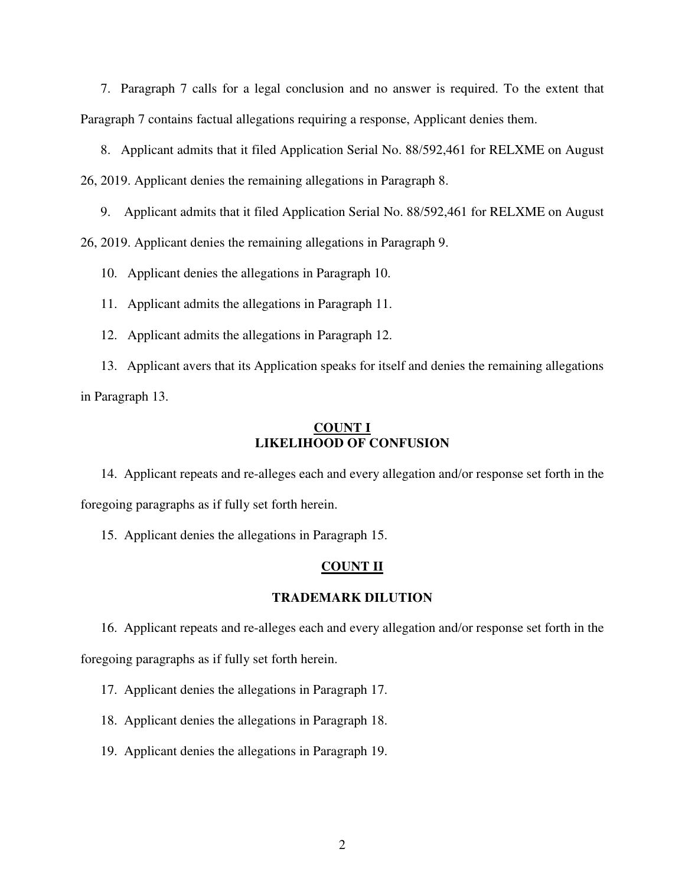7. Paragraph 7 calls for a legal conclusion and no answer is required. To the extent that Paragraph 7 contains factual allegations requiring a response, Applicant denies them.

8. Applicant admits that it filed Application Serial No. 88/592,461 for RELXME on August 26, 2019. Applicant denies the remaining allegations in Paragraph 8.

9. Applicant admits that it filed Application Serial No. 88/592,461 for RELXME on August 26, 2019. Applicant denies the remaining allegations in Paragraph 9.

10. Applicant denies the allegations in Paragraph 10.

11. Applicant admits the allegations in Paragraph 11.

12. Applicant admits the allegations in Paragraph 12.

13. Applicant avers that its Application speaks for itself and denies the remaining allegations in Paragraph 13.

## COUNT I
## LIKELIHOOD OF CONFUSION

14. Applicant repeats and re-alleges each and every allegation and/or response set forth in the foregoing paragraphs as if fully set forth herein.

15. Applicant denies the allegations in Paragraph 15.

## COUNT II

## TRADEMARK DILUTION

16. Applicant repeats and re-alleges each and every allegation and/or response set forth in the foregoing paragraphs as if fully set forth herein.

17. Applicant denies the allegations in Paragraph 17.

18. Applicant denies the allegations in Paragraph 18.

19. Applicant denies the allegations in Paragraph 19.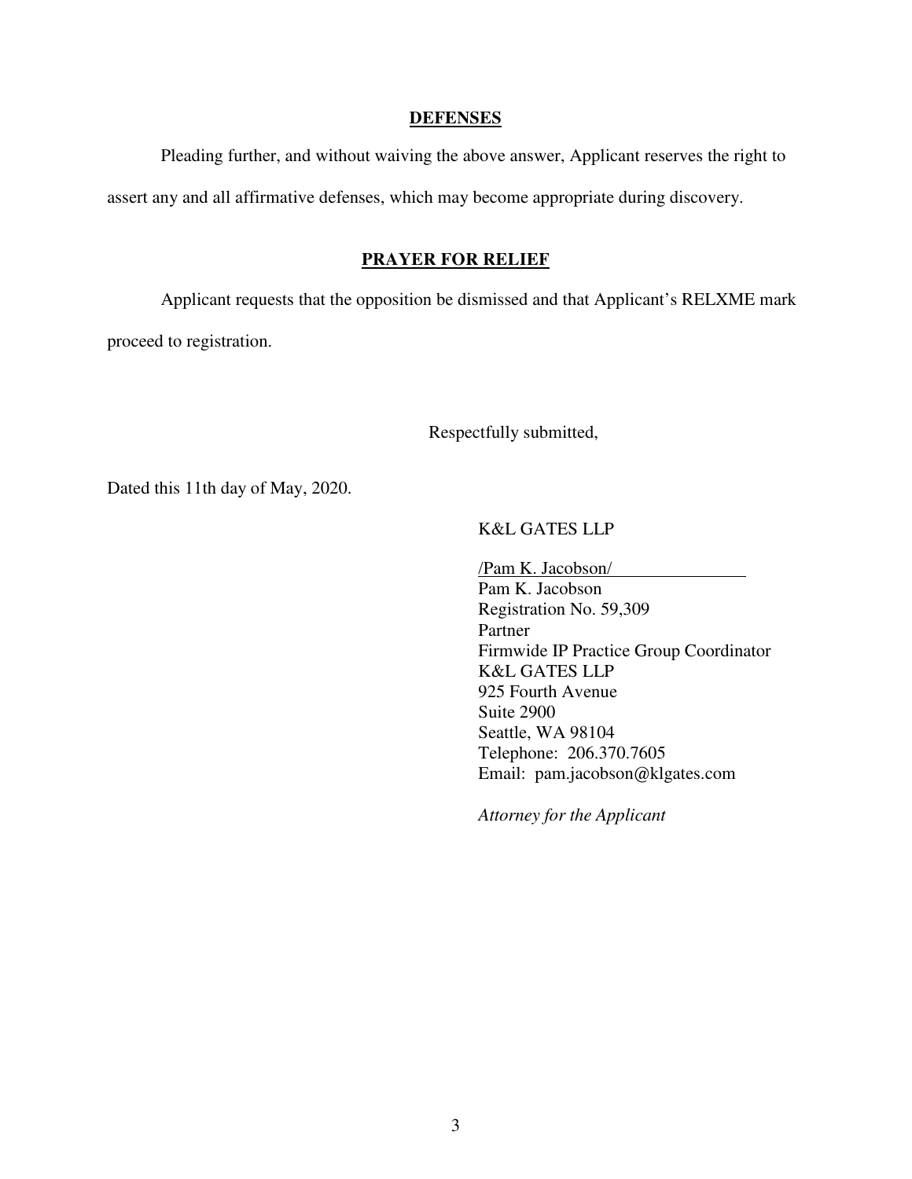## DEFENSES

Pleading further, and without waiving the above answer, Applicant reserves the right to assert any and all affirmative defenses, which may become appropriate during discovery.

## PRAYER FOR RELIEF

Applicant requests that the opposition be dismissed and that Applicant's RELXME mark proceed to registration.

Respectfully submitted,

Dated this 11th day of May, 2020.

K&L GATES LLP

/Pam K. Jacobson/
Pam K. Jacobson
Registration No. 59,309
Partner
Firmwide IP Practice Group Coordinator
K&L GATES LLP
925 Fourth Avenue
Suite 2900
Seattle, WA 98104
Telephone: 206.370.7605
Email: pam.jacobson@klgates.com

*Attorney for the Applicant*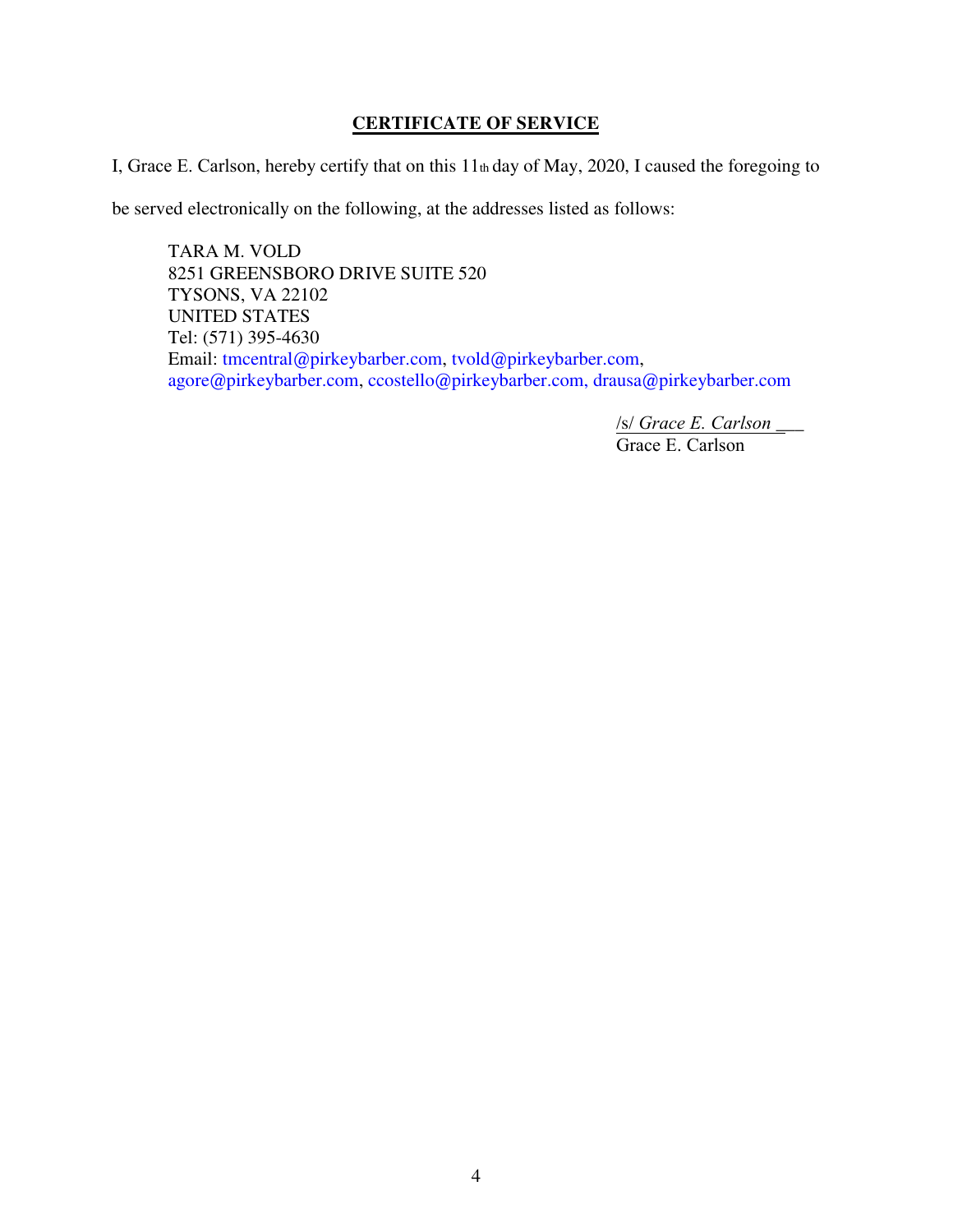**CERTIFICATE OF SERVICE**

I, Grace E. Carlson, hereby certify that on this 11th day of May, 2020, I caused the foregoing to be served electronically on the following, at the addresses listed as follows:

TARA M. VOLD
8251 GREENSBORO DRIVE SUITE 520
TYSONS, VA 22102
UNITED STATES
Tel: (571) 395-4630
Email: tmcentral@pirkeybarber.com, tvold@pirkeybarber.com, agore@pirkeybarber.com, ccostello@pirkeybarber.com, drausa@pirkeybarber.com

/s/ *Grace E. Carlson* ___
Grace E. Carlson